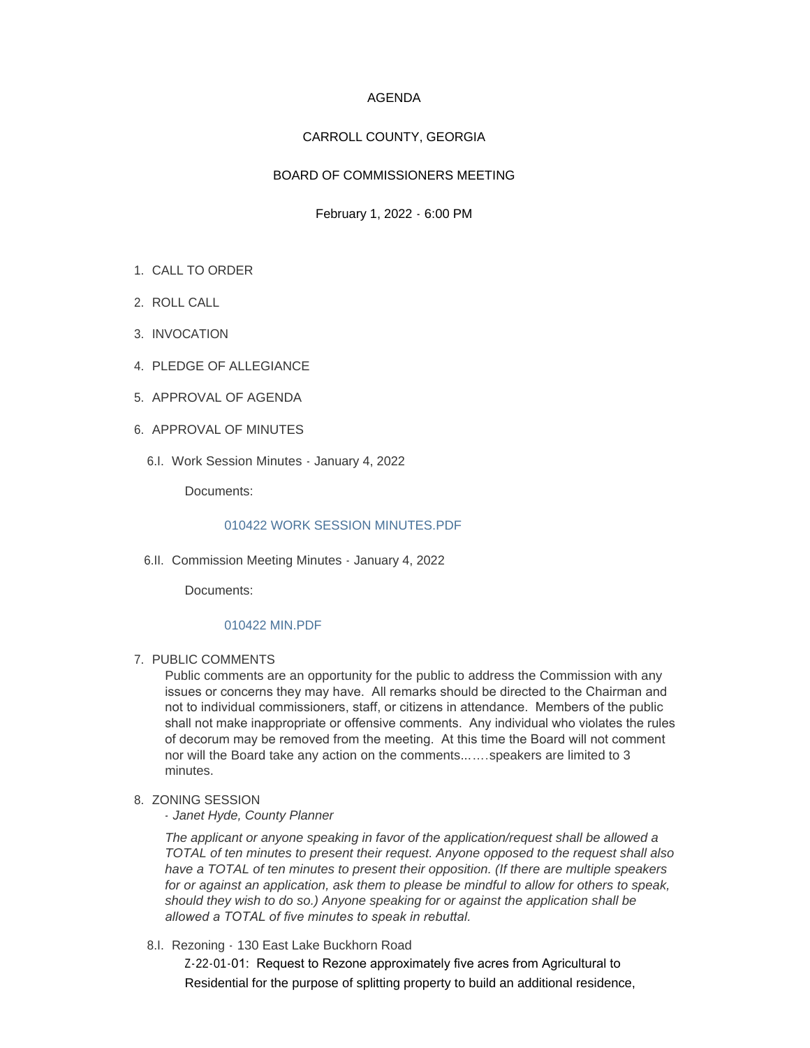# AGENDA

## CARROLL COUNTY, GEORGIA

## BOARD OF COMMISSIONERS MEETING

February 1, 2022 - 6:00 PM

1. CALL TO ORDER
2. ROLL CALL
3. INVOCATION
4. PLEDGE OF ALLEGIANCE
5. APPROVAL OF AGENDA
6. APPROVAL OF MINUTES

   6.I. Work Session Minutes - January 4, 2022

   Documents:

   010422 WORK SESSION MINUTES.PDF

   6.II. Commission Meeting Minutes - January 4, 2022

   Documents:

   010422 MIN.PDF

7. PUBLIC COMMENTS

   Public comments are an opportunity for the public to address the Commission with any issues or concerns they may have. All remarks should be directed to the Chairman and not to individual commissioners, staff, or citizens in attendance. Members of the public shall not make inappropriate or offensive comments. Any individual who violates the rules of decorum may be removed from the meeting. At this time the Board will not comment nor will the Board take any action on the comments...….speakers are limited to 3 minutes.

8. ZONING SESSION

   - *Janet Hyde, County Planner*

   *The applicant or anyone speaking in favor of the application/request shall be allowed a TOTAL of ten minutes to present their request. Anyone opposed to the request shall also have a TOTAL of ten minutes to present their opposition. (If there are multiple speakers for or against an application, ask them to please be mindful to allow for others to speak, should they wish to do so.) Anyone speaking for or against the application shall be allowed a TOTAL of five minutes to speak in rebuttal.*

   8.I. Rezoning - 130 East Lake Buckhorn Road

   Z-22-01-01: Request to Rezone approximately five acres from Agricultural to Residential for the purpose of splitting property to build an additional residence,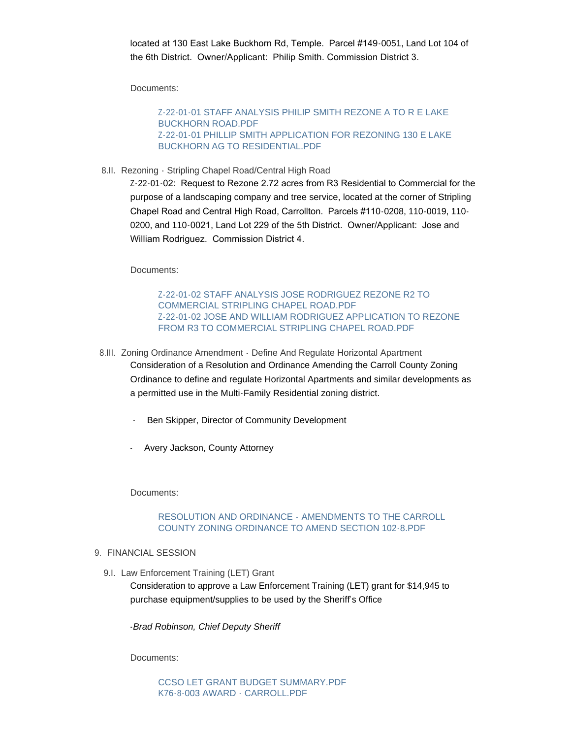located at 130 East Lake Buckhorn Rd, Temple. Parcel #149-0051, Land Lot 104 of the 6th District. Owner/Applicant: Philip Smith. Commission District 3.

Documents:

Z-22-01-01 STAFF ANALYSIS PHILIP SMITH REZONE A TO R E LAKE BUCKHORN ROAD.PDF
Z-22-01-01 PHILLIP SMITH APPLICATION FOR REZONING 130 E LAKE BUCKHORN AG TO RESIDENTIAL.PDF

8.II. Rezoning - Stripling Chapel Road/Central High Road

Z-22-01-02: Request to Rezone 2.72 acres from R3 Residential to Commercial for the purpose of a landscaping company and tree service, located at the corner of Stripling Chapel Road and Central High Road, Carrollton. Parcels #110-0208, 110-0019, 110-0200, and 110-0021, Land Lot 229 of the 5th District. Owner/Applicant: Jose and William Rodriguez. Commission District 4.

Documents:

Z-22-01-02 STAFF ANALYSIS JOSE RODRIGUEZ REZONE R2 TO COMMERCIAL STRIPLING CHAPEL ROAD.PDF
Z-22-01-02 JOSE AND WILLIAM RODRIGUEZ APPLICATION TO REZONE FROM R3 TO COMMERCIAL STRIPLING CHAPEL ROAD.PDF

8.III. Zoning Ordinance Amendment - Define And Regulate Horizontal Apartment

Consideration of a Resolution and Ordinance Amending the Carroll County Zoning Ordinance to define and regulate Horizontal Apartments and similar developments as a permitted use in the Multi-Family Residential zoning district.

- Ben Skipper, Director of Community Development
- Avery Jackson, County Attorney

Documents:

RESOLUTION AND ORDINANCE - AMENDMENTS TO THE CARROLL COUNTY ZONING ORDINANCE TO AMEND SECTION 102-8.PDF

9. FINANCIAL SESSION

9.I. Law Enforcement Training (LET) Grant

Consideration to approve a Law Enforcement Training (LET) grant for $14,945 to purchase equipment/supplies to be used by the Sheriff's Office

-*Brad Robinson, Chief Deputy Sheriff*

Documents:

CCSO LET GRANT BUDGET SUMMARY.PDF
K76-8-003 AWARD - CARROLL.PDF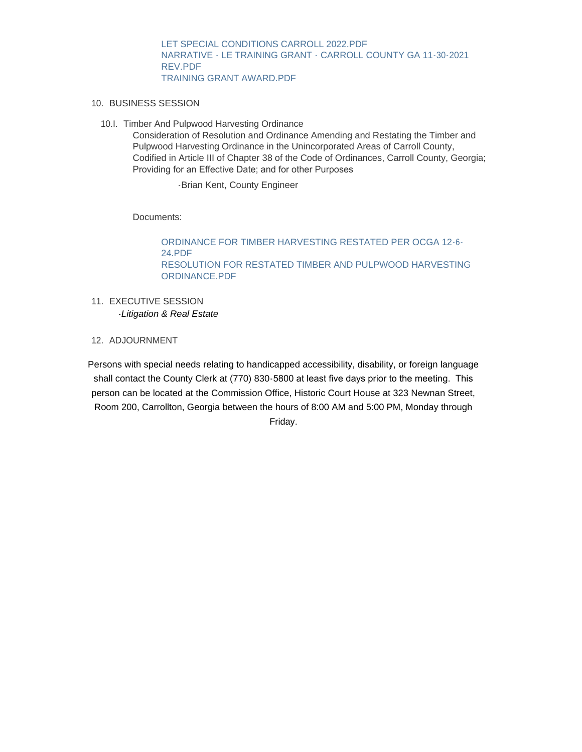LET SPECIAL CONDITIONS CARROLL 2022.PDF
NARRATIVE - LE TRAINING GRANT - CARROLL COUNTY GA 11-30-2021 REV.PDF
TRAINING GRANT AWARD.PDF

10. BUSINESS SESSION

10.I. Timber And Pulpwood Harvesting Ordinance

Consideration of Resolution and Ordinance Amending and Restating the Timber and Pulpwood Harvesting Ordinance in the Unincorporated Areas of Carroll County, Codified in Article III of Chapter 38 of the Code of Ordinances, Carroll County, Georgia; Providing for an Effective Date; and for other Purposes

-Brian Kent, County Engineer

Documents:

ORDINANCE FOR TIMBER HARVESTING RESTATED PER OCGA 12-6-24.PDF
RESOLUTION FOR RESTATED TIMBER AND PULPWOOD HARVESTING ORDINANCE.PDF

11. EXECUTIVE SESSION

*-Litigation & Real Estate*

12. ADJOURNMENT

Persons with special needs relating to handicapped accessibility, disability, or foreign language shall contact the County Clerk at (770) 830-5800 at least five days prior to the meeting. This person can be located at the Commission Office, Historic Court House at 323 Newnan Street, Room 200, Carrollton, Georgia between the hours of 8:00 AM and 5:00 PM, Monday through Friday.